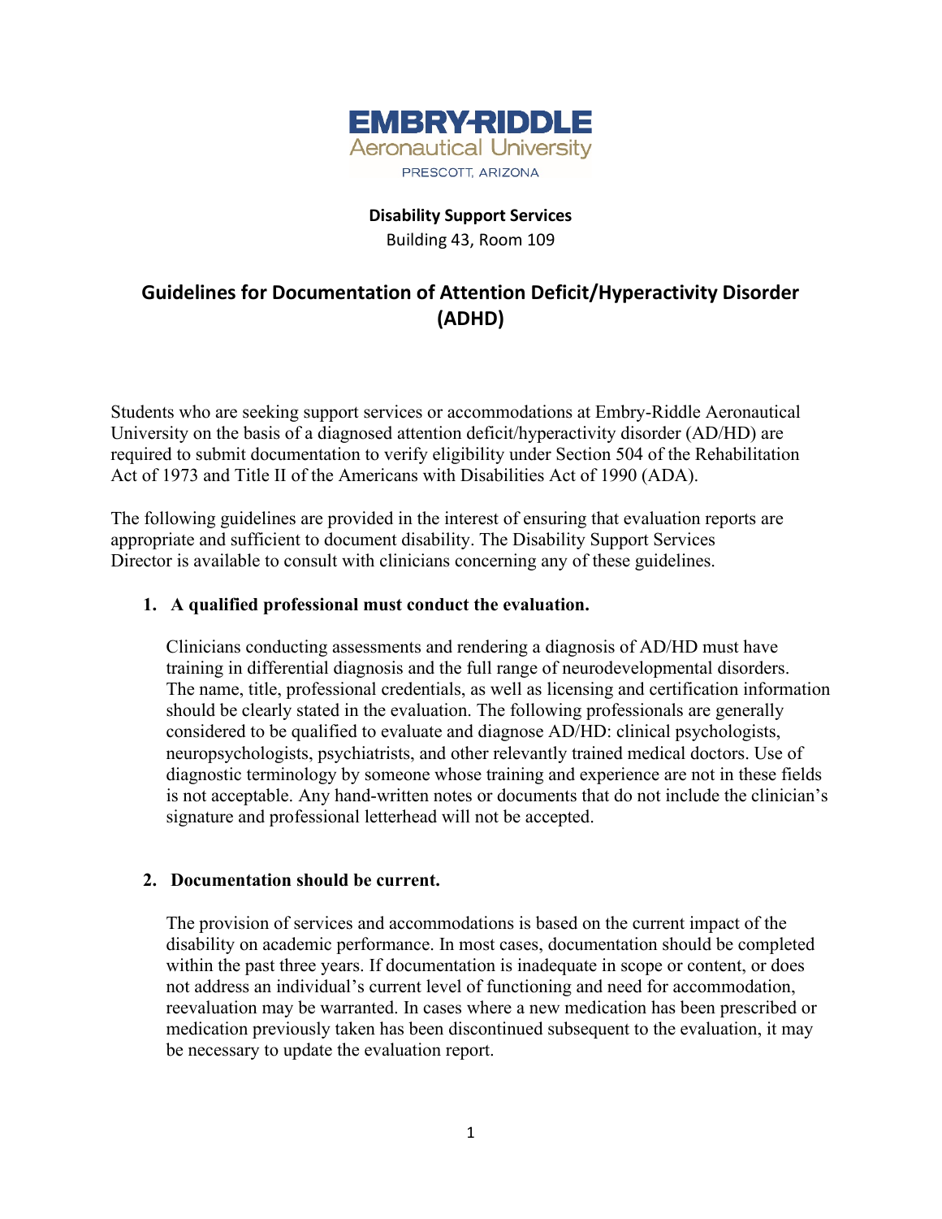EMBRY-RIDDLE
Aeronautical University
PRESCOTT, ARIZONA

**Disability Support Services**
Building 43, Room 109

# Guidelines for Documentation of Attention Deficit/Hyperactivity Disorder (ADHD)

Students who are seeking support services or accommodations at Embry-Riddle Aeronautical University on the basis of a diagnosed attention deficit/hyperactivity disorder (AD/HD) are required to submit documentation to verify eligibility under Section 504 of the Rehabilitation Act of 1973 and Title II of the Americans with Disabilities Act of 1990 (ADA).

The following guidelines are provided in the interest of ensuring that evaluation reports are appropriate and sufficient to document disability. The Disability Support Services Director is available to consult with clinicians concerning any of these guidelines.

1. **A qualified professional must conduct the evaluation.**

   Clinicians conducting assessments and rendering a diagnosis of AD/HD must have training in differential diagnosis and the full range of neurodevelopmental disorders. The name, title, professional credentials, as well as licensing and certification information should be clearly stated in the evaluation. The following professionals are generally considered to be qualified to evaluate and diagnose AD/HD: clinical psychologists, neuropsychologists, psychiatrists, and other relevantly trained medical doctors. Use of diagnostic terminology by someone whose training and experience are not in these fields is not acceptable. Any hand-written notes or documents that do not include the clinician's signature and professional letterhead will not be accepted.

2. **Documentation should be current.**

   The provision of services and accommodations is based on the current impact of the disability on academic performance. In most cases, documentation should be completed within the past three years. If documentation is inadequate in scope or content, or does not address an individual's current level of functioning and need for accommodation, reevaluation may be warranted. In cases where a new medication has been prescribed or medication previously taken has been discontinued subsequent to the evaluation, it may be necessary to update the evaluation report.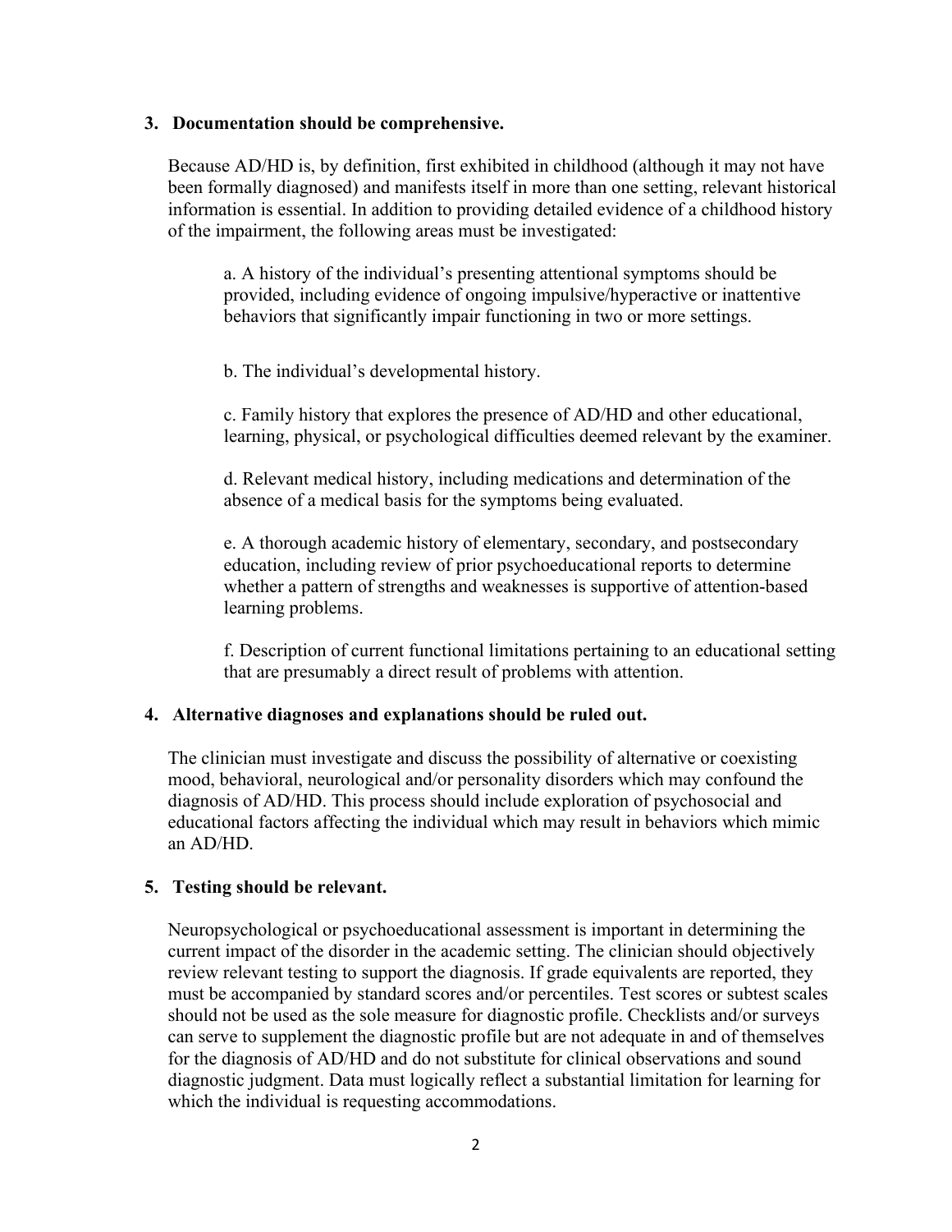**3. Documentation should be comprehensive.**

Because AD/HD is, by definition, first exhibited in childhood (although it may not have been formally diagnosed) and manifests itself in more than one setting, relevant historical information is essential. In addition to providing detailed evidence of a childhood history of the impairment, the following areas must be investigated:

a. A history of the individual's presenting attentional symptoms should be provided, including evidence of ongoing impulsive/hyperactive or inattentive behaviors that significantly impair functioning in two or more settings.

b. The individual's developmental history.

c. Family history that explores the presence of AD/HD and other educational, learning, physical, or psychological difficulties deemed relevant by the examiner.

d. Relevant medical history, including medications and determination of the absence of a medical basis for the symptoms being evaluated.

e. A thorough academic history of elementary, secondary, and postsecondary education, including review of prior psychoeducational reports to determine whether a pattern of strengths and weaknesses is supportive of attention-based learning problems.

f. Description of current functional limitations pertaining to an educational setting that are presumably a direct result of problems with attention.

**4. Alternative diagnoses and explanations should be ruled out.**

The clinician must investigate and discuss the possibility of alternative or coexisting mood, behavioral, neurological and/or personality disorders which may confound the diagnosis of AD/HD. This process should include exploration of psychosocial and educational factors affecting the individual which may result in behaviors which mimic an AD/HD.

**5. Testing should be relevant.**

Neuropsychological or psychoeducational assessment is important in determining the current impact of the disorder in the academic setting. The clinician should objectively review relevant testing to support the diagnosis. If grade equivalents are reported, they must be accompanied by standard scores and/or percentiles. Test scores or subtest scales should not be used as the sole measure for diagnostic profile. Checklists and/or surveys can serve to supplement the diagnostic profile but are not adequate in and of themselves for the diagnosis of AD/HD and do not substitute for clinical observations and sound diagnostic judgment. Data must logically reflect a substantial limitation for learning for which the individual is requesting accommodations.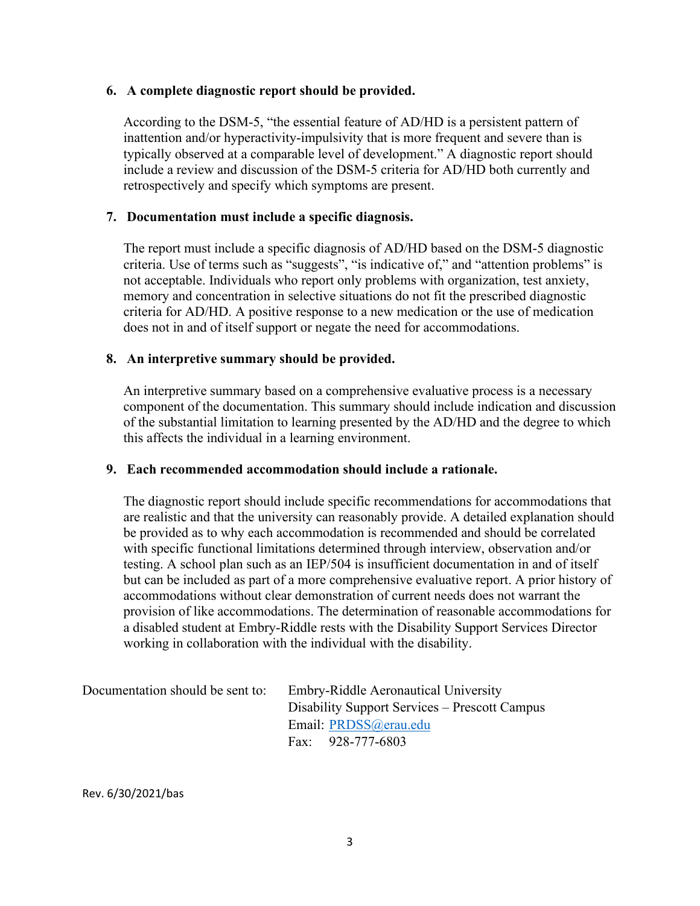6. **A complete diagnostic report should be provided.**

   According to the DSM-5, "the essential feature of AD/HD is a persistent pattern of inattention and/or hyperactivity-impulsivity that is more frequent and severe than is typically observed at a comparable level of development." A diagnostic report should include a review and discussion of the DSM-5 criteria for AD/HD both currently and retrospectively and specify which symptoms are present.

7. **Documentation must include a specific diagnosis.**

   The report must include a specific diagnosis of AD/HD based on the DSM-5 diagnostic criteria. Use of terms such as "suggests", "is indicative of," and "attention problems" is not acceptable. Individuals who report only problems with organization, test anxiety, memory and concentration in selective situations do not fit the prescribed diagnostic criteria for AD/HD. A positive response to a new medication or the use of medication does not in and of itself support or negate the need for accommodations.

8. **An interpretive summary should be provided.**

   An interpretive summary based on a comprehensive evaluative process is a necessary component of the documentation. This summary should include indication and discussion of the substantial limitation to learning presented by the AD/HD and the degree to which this affects the individual in a learning environment.

9. **Each recommended accommodation should include a rationale.**

   The diagnostic report should include specific recommendations for accommodations that are realistic and that the university can reasonably provide. A detailed explanation should be provided as to why each accommodation is recommended and should be correlated with specific functional limitations determined through interview, observation and/or testing. A school plan such as an IEP/504 is insufficient documentation in and of itself but can be included as part of a more comprehensive evaluative report. A prior history of accommodations without clear demonstration of current needs does not warrant the provision of like accommodations. The determination of reasonable accommodations for a disabled student at Embry-Riddle rests with the Disability Support Services Director working in collaboration with the individual with the disability.

Documentation should be sent to:

Embry-Riddle Aeronautical University
Disability Support Services – Prescott Campus
Email: PRDSS@erau.edu
Fax: 928-777-6803

Rev. 6/30/2021/bas